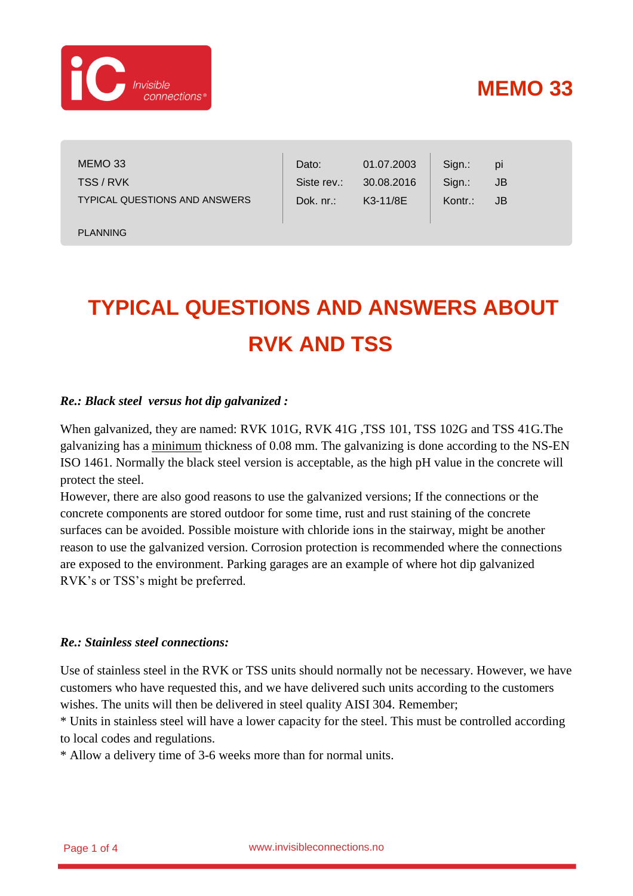# MEMO 33

| MEMO 33 | Dato: | 01.07.2003 | Sign.: | pi |
|---|---|---|---|---|
| TSS / RVK | Siste rev.: | 30.08.2016 | Sign.: | JB |
| TYPICAL QUESTIONS AND ANSWERS | Dok. nr.: | K3-11/8E | Kontr.: | JB |
| PLANNING | | | | |

# TYPICAL QUESTIONS AND ANSWERS ABOUT RVK AND TSS

***Re.: Black steel versus hot dip galvanized :***

When galvanized, they are named: RVK 101G, RVK 41G ,TSS 101, TSS 102G and TSS 41G.The galvanizing has a minimum thickness of 0.08 mm. The galvanizing is done according to the NS-EN ISO 1461. Normally the black steel version is acceptable, as the high pH value in the concrete will protect the steel.
However, there are also good reasons to use the galvanized versions; If the connections or the concrete components are stored outdoor for some time, rust and rust staining of the concrete surfaces can be avoided. Possible moisture with chloride ions in the stairway, might be another reason to use the galvanized version. Corrosion protection is recommended where the connections are exposed to the environment. Parking garages are an example of where hot dip galvanized RVK's or TSS's might be preferred.

***Re.: Stainless steel connections:***

Use of stainless steel in the RVK or TSS units should normally not be necessary. However, we have customers who have requested this, and we have delivered such units according to the customers wishes. The units will then be delivered in steel quality AISI 304. Remember;
* Units in stainless steel will have a lower capacity for the steel. This must be controlled according to local codes and regulations.
* Allow a delivery time of 3-6 weeks more than for normal units.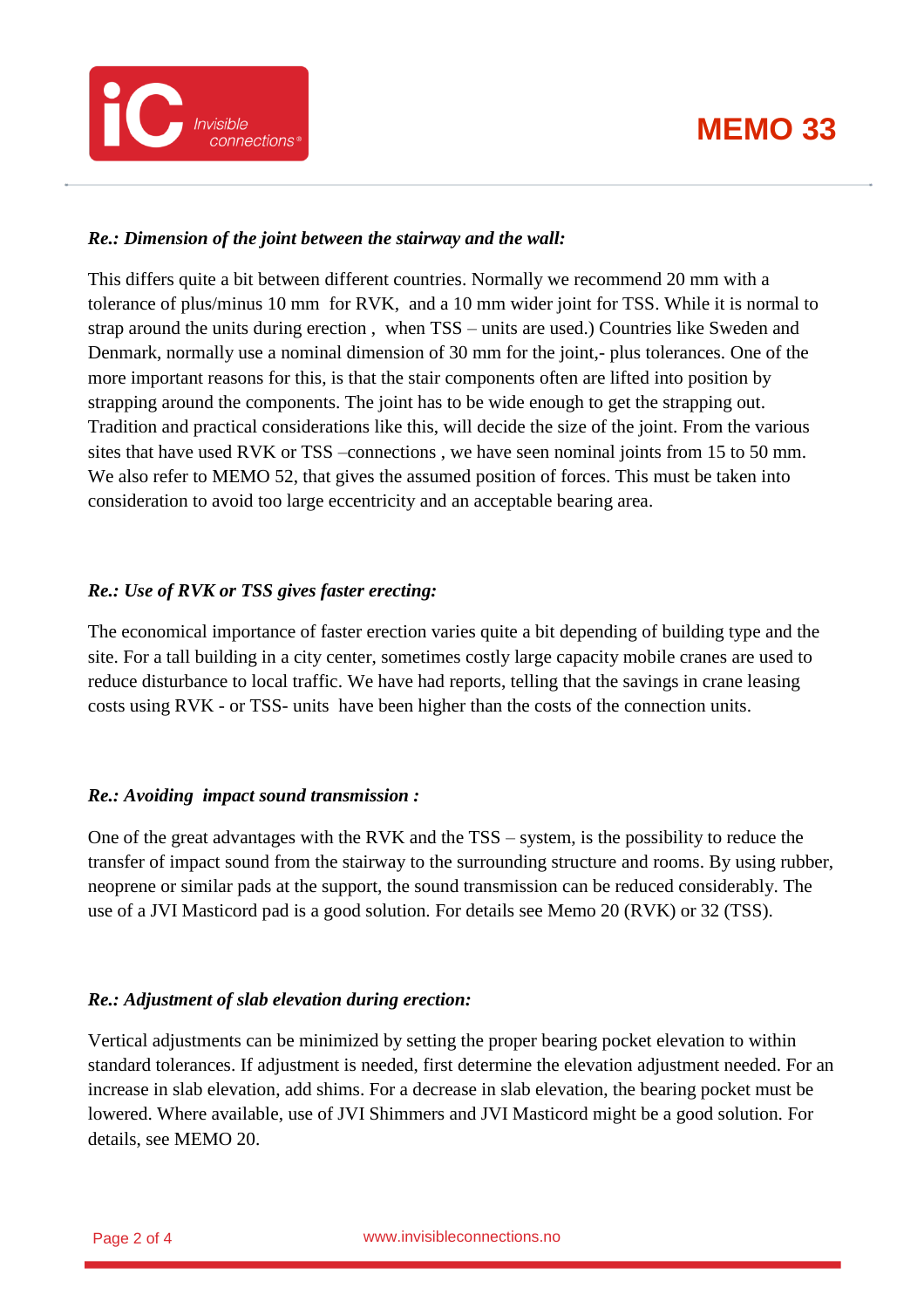***Re.: Dimension of the joint between the stairway and the wall:***

This differs quite a bit between different countries. Normally we recommend 20 mm with a tolerance of plus/minus 10 mm for RVK, and a 10 mm wider joint for TSS. While it is normal to strap around the units during erection , when TSS – units are used.) Countries like Sweden and Denmark, normally use a nominal dimension of 30 mm for the joint,- plus tolerances. One of the more important reasons for this, is that the stair components often are lifted into position by strapping around the components. The joint has to be wide enough to get the strapping out. Tradition and practical considerations like this, will decide the size of the joint. From the various sites that have used RVK or TSS –connections , we have seen nominal joints from 15 to 50 mm. We also refer to MEMO 52, that gives the assumed position of forces. This must be taken into consideration to avoid too large eccentricity and an acceptable bearing area.

***Re.: Use of RVK or TSS gives faster erecting:***

The economical importance of faster erection varies quite a bit depending of building type and the site. For a tall building in a city center, sometimes costly large capacity mobile cranes are used to reduce disturbance to local traffic. We have had reports, telling that the savings in crane leasing costs using RVK - or TSS- units have been higher than the costs of the connection units.

***Re.: Avoiding impact sound transmission :***

One of the great advantages with the RVK and the TSS – system, is the possibility to reduce the transfer of impact sound from the stairway to the surrounding structure and rooms. By using rubber, neoprene or similar pads at the support, the sound transmission can be reduced considerably. The use of a JVI Masticord pad is a good solution. For details see Memo 20 (RVK) or 32 (TSS).

***Re.: Adjustment of slab elevation during erection:***

Vertical adjustments can be minimized by setting the proper bearing pocket elevation to within standard tolerances. If adjustment is needed, first determine the elevation adjustment needed. For an increase in slab elevation, add shims. For a decrease in slab elevation, the bearing pocket must be lowered. Where available, use of JVI Shimmers and JVI Masticord might be a good solution. For details, see MEMO 20.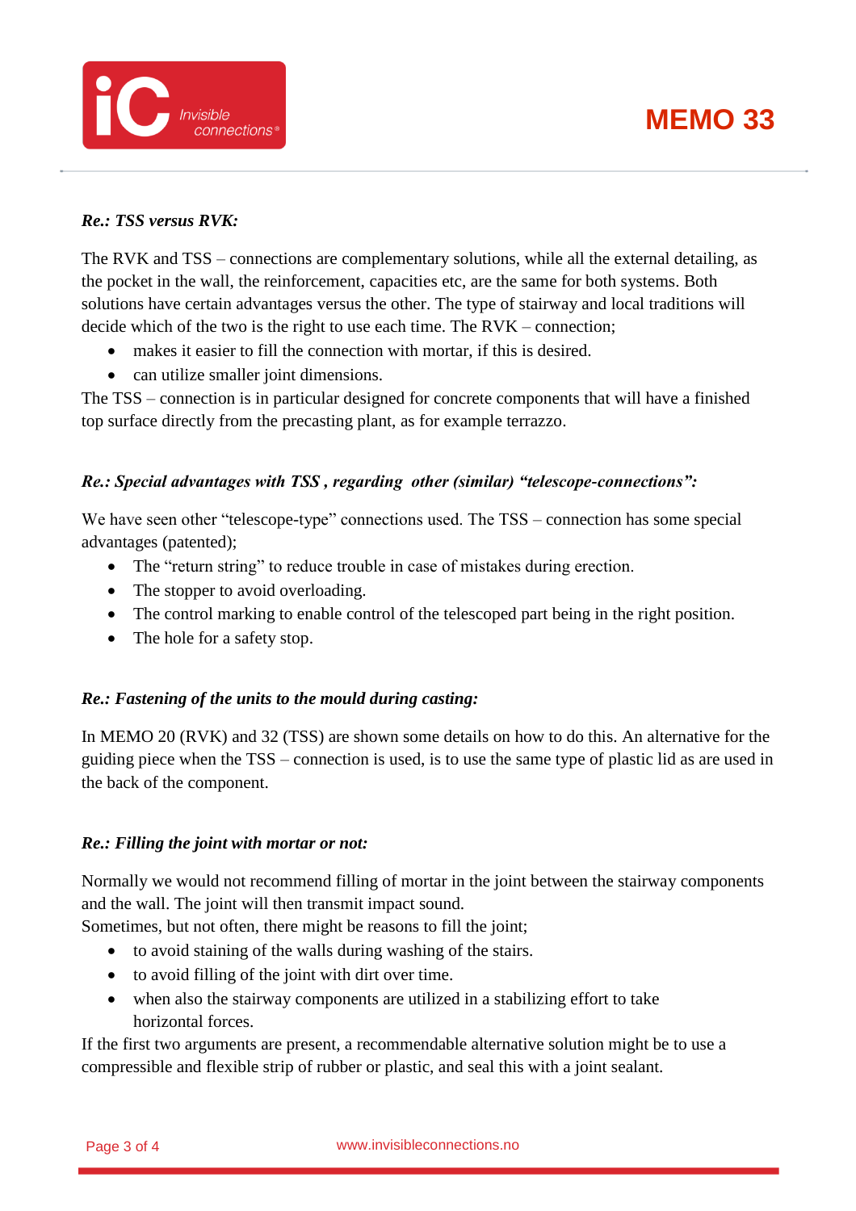# MEMO 33

***Re.: TSS versus RVK:***

The RVK and TSS – connections are complementary solutions, while all the external detailing, as the pocket in the wall, the reinforcement, capacities etc, are the same for both systems. Both solutions have certain advantages versus the other. The type of stairway and local traditions will decide which of the two is the right to use each time. The RVK – connection;

- makes it easier to fill the connection with mortar, if this is desired.
- can utilize smaller joint dimensions.

The TSS – connection is in particular designed for concrete components that will have a finished top surface directly from the precasting plant, as for example terrazzo.

***Re.: Special advantages with TSS , regarding other (similar) "telescope-connections":***

We have seen other "telescope-type" connections used. The TSS – connection has some special advantages (patented);

- The "return string" to reduce trouble in case of mistakes during erection.
- The stopper to avoid overloading.
- The control marking to enable control of the telescoped part being in the right position.
- The hole for a safety stop.

***Re.: Fastening of the units to the mould during casting:***

In MEMO 20 (RVK) and 32 (TSS) are shown some details on how to do this. An alternative for the guiding piece when the TSS – connection is used, is to use the same type of plastic lid as are used in the back of the component.

***Re.: Filling the joint with mortar or not:***

Normally we would not recommend filling of mortar in the joint between the stairway components and the wall. The joint will then transmit impact sound.
Sometimes, but not often, there might be reasons to fill the joint;

- to avoid staining of the walls during washing of the stairs.
- to avoid filling of the joint with dirt over time.
- when also the stairway components are utilized in a stabilizing effort to take horizontal forces.

If the first two arguments are present, a recommendable alternative solution might be to use a compressible and flexible strip of rubber or plastic, and seal this with a joint sealant.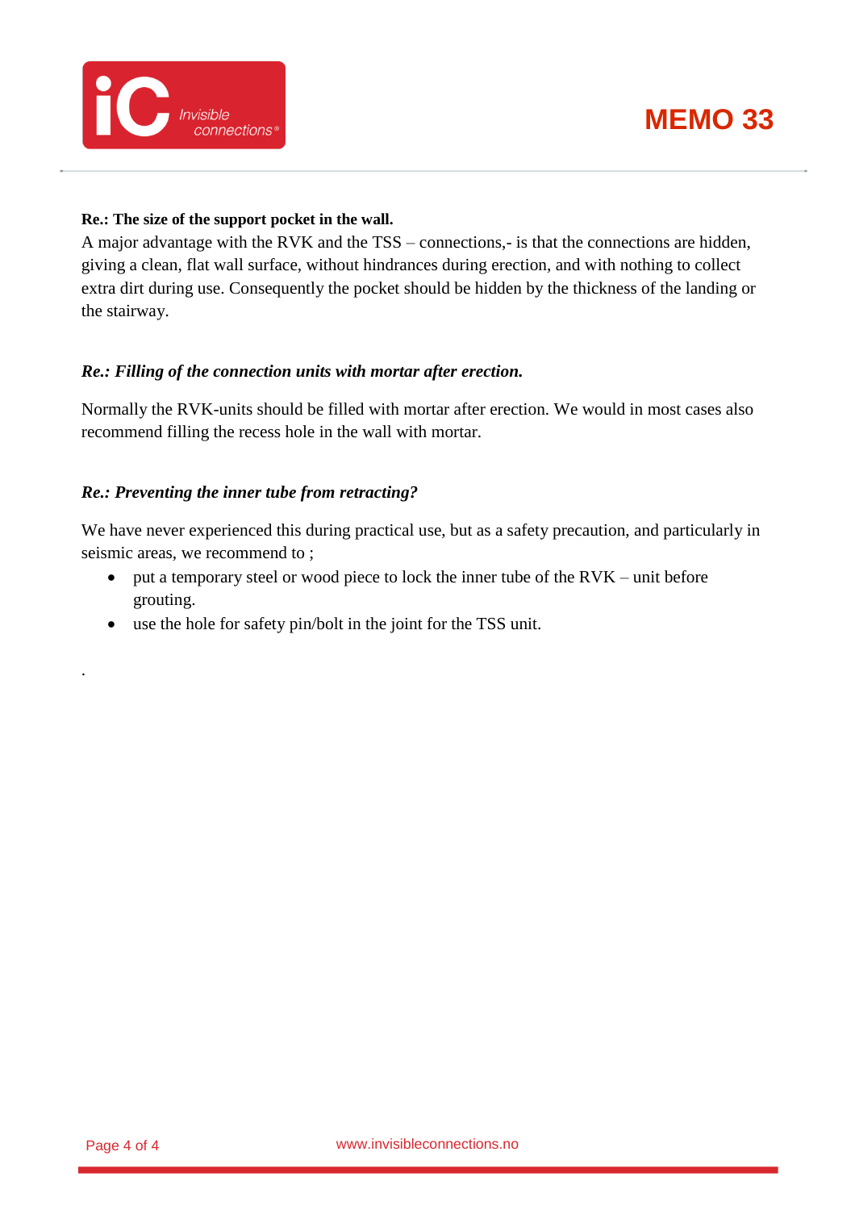**Re.: The size of the support pocket in the wall.**

A major advantage with the RVK and the TSS – connections,- is that the connections are hidden, giving a clean, flat wall surface, without hindrances during erection, and with nothing to collect extra dirt during use. Consequently the pocket should be hidden by the thickness of the landing or the stairway.

***Re.: Filling of the connection units with mortar after erection.***

Normally the RVK-units should be filled with mortar after erection. We would in most cases also recommend filling the recess hole in the wall with mortar.

***Re.: Preventing the inner tube from retracting?***

We have never experienced this during practical use, but as a safety precaution, and particularly in seismic areas, we recommend to ;

- put a temporary steel or wood piece to lock the inner tube of the RVK – unit before grouting.
- use the hole for safety pin/bolt in the joint for the TSS unit.

.